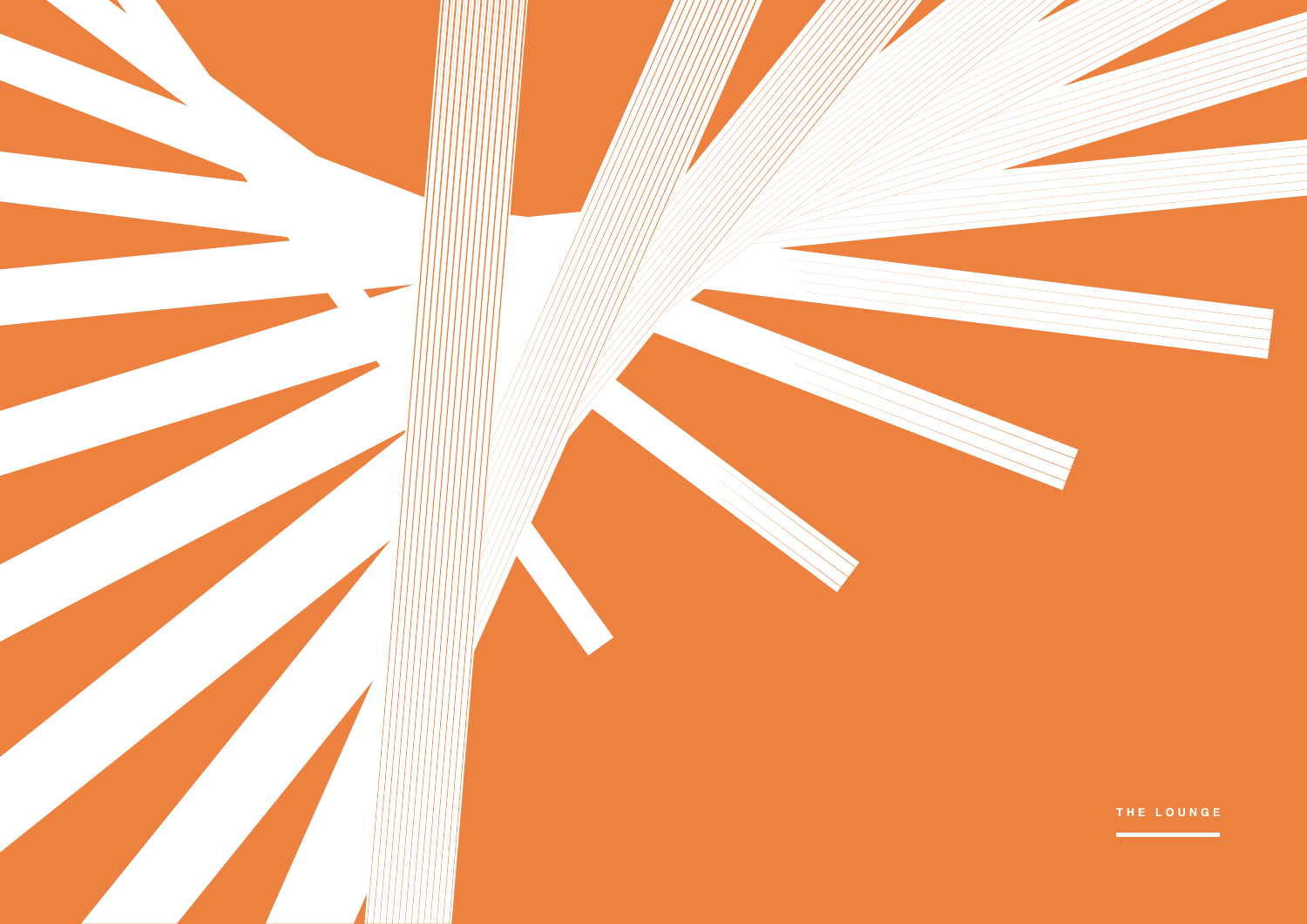# THE LOUNGE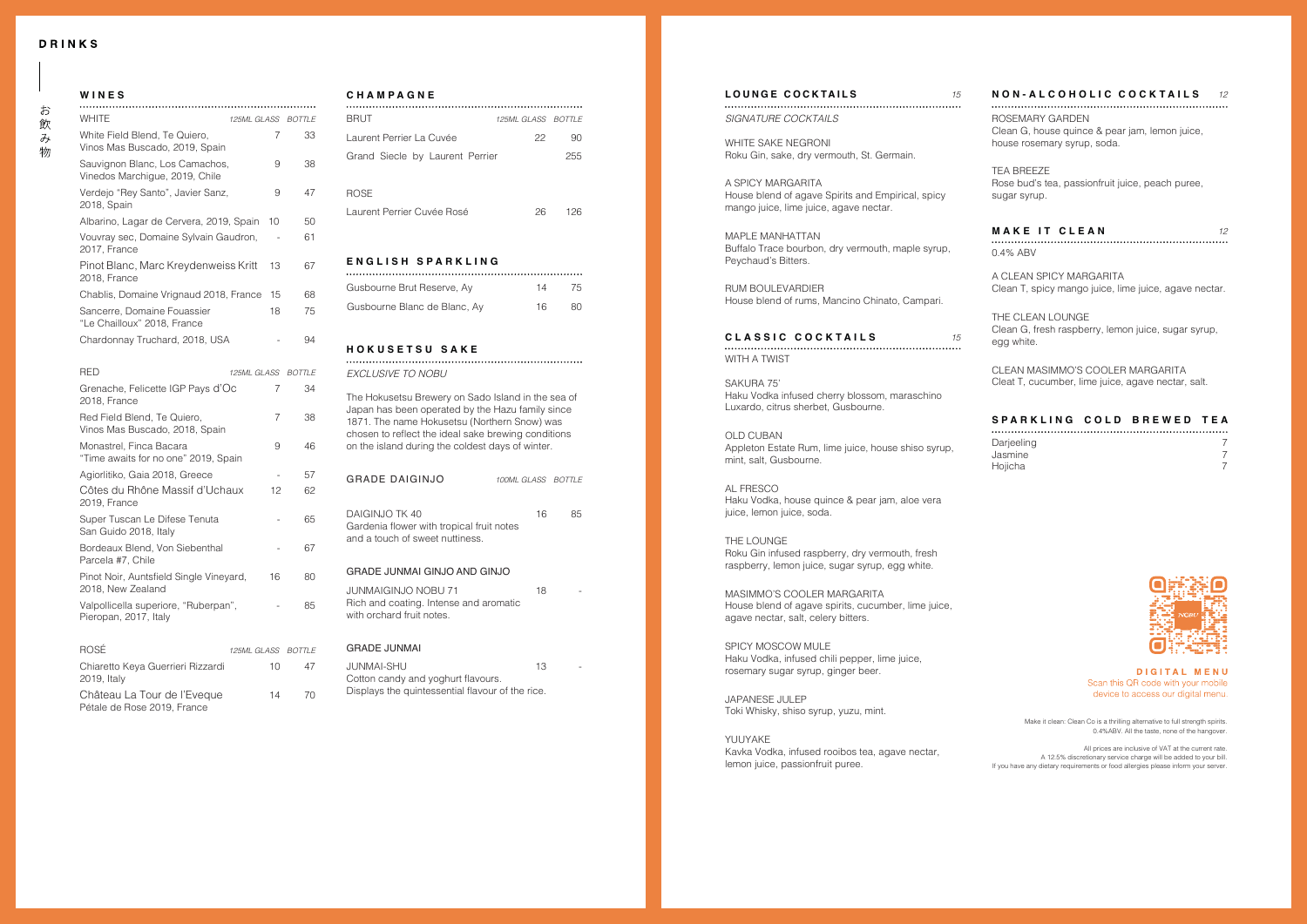# DRINKS

お飲み物

## WINES

| WHITE | 125ML GLASS | BOTTLE |
|---|---|---|
| White Field Blend, Te Quiero, Vinos Mas Buscado, 2019, Spain | 7 | 33 |
| Sauvignon Blanc, Los Camachos, Vinedos Marchigue, 2019, Chile | 9 | 38 |
| Verdejo "Rey Santo", Javier Sanz, 2018, Spain | 9 | 47 |
| Albarino, Lagar de Cervera, 2019, Spain | 10 | 50 |
| Vouvray sec, Domaine Sylvain Gaudron, 2017, France | - | 61 |
| Pinot Blanc, Marc Kreydenweiss Kritt 2018, France | 13 | 67 |
| Chablis, Domaine Vrignaud 2018, France | 15 | 68 |
| Sancerre, Domaine Fouassier "Le Chailloux" 2018, France | 18 | 75 |
| Chardonnay Truchard, 2018, USA | - | 94 |

| RED | 125ML GLASS | BOTTLE |
|---|---|---|
| Grenache, Felicette IGP Pays d'Oc 2018, France | 7 | 34 |
| Red Field Blend, Te Quiero, Vinos Mas Buscado, 2018, Spain | 7 | 38 |
| Monastrel, Finca Bacara "Time awaits for no one" 2019, Spain | 9 | 46 |
| Agiorlitiko, Gaia 2018, Greece | - | 57 |
| Côtes du Rhône Massif d'Uchaux 2019, France | 12 | 62 |
| Super Tuscan Le Difese Tenuta San Guido 2018, Italy | - | 65 |
| Bordeaux Blend, Von Siebenthal Parcela #7, Chile | - | 67 |
| Pinot Noir, Auntsfield Single Vineyard, 2018, New Zealand | 16 | 80 |
| Valpollicella superiore, "Ruberpan", Pieropan, 2017, Italy | - | 85 |

| ROSÉ | 125ML GLASS | BOTTLE |
|---|---|---|
| Chiaretto Keya Guerrieri Rizzardi 2019, Italy | 10 | 47 |
| Château La Tour de l'Eveque Pétale de Rose 2019, France | 14 | 70 |

## CHAMPAGNE

| BRUT | 125ML GLASS | BOTTLE |
|---|---|---|
| Laurent Perrier La Cuvée | 22 | 90 |
| Grand Siecle by Laurent Perrier | | 255 |

| ROSE | | |
|---|---|---|
| Laurent Perrier Cuvée Rosé | 26 | 126 |

## ENGLISH SPARKLING

| | | |
|---|---|---|
| Gusbourne Brut Reserve, Ay | 14 | 75 |
| Gusbourne Blanc de Blanc, Ay | 16 | 80 |

## HOKUSETSU SAKE

*EXCLUSIVE TO NOBU*

The Hokusetsu Brewery on Sado Island in the sea of Japan has been operated by the Hazu family since 1871. The name Hokusetsu (Northern Snow) was chosen to reflect the ideal sake brewing conditions on the island during the coldest days of winter.

| GRADE DAIGINJO | 100ML GLASS | BOTTLE |
|---|---|---|
| DAIGINJO TK 40<br>Gardenia flower with tropical fruit notes and a touch of sweet nuttiness. | 16 | 85 |

GRADE JUNMAI GINJO AND GINJO

| | | |
|---|---|---|
| JUNMAIGINJO NOBU 71<br>Rich and coating. Intense and aromatic with orchard fruit notes. | 18 | - |

GRADE JUNMAI

| | | |
|---|---|---|
| JUNMAI-SHU<br>Cotton candy and yoghurt flavours. Displays the quintessential flavour of the rice. | 13 | - |

## LOUNGE COCKTAILS 15

*SIGNATURE COCKTAILS*

WHITE SAKE NEGRONI
Roku Gin, sake, dry vermouth, St. Germain.

A SPICY MARGARITA
House blend of agave Spirits and Empirical, spicy mango juice, lime juice, agave nectar.

MAPLE MANHATTAN
Buffalo Trace bourbon, dry vermouth, maple syrup, Peychaud's Bitters.

RUM BOULEVARDIER
House blend of rums, Mancino Chinato, Campari.

## CLASSIC COCKTAILS 15

WITH A TWIST

SAKURA 75'
Haku Vodka infused cherry blossom, maraschino Luxardo, citrus sherbet, Gusbourne.

OLD CUBAN
Appleton Estate Rum, lime juice, house shiso syrup, mint, salt, Gusbourne.

AL FRESCO
Haku Vodka, house quince & pear jam, aloe vera juice, lemon juice, soda.

THE LOUNGE
Roku Gin infused raspberry, dry vermouth, fresh raspberry, lemon juice, sugar syrup, egg white.

MASIMMO'S COOLER MARGARITA
House blend of agave spirits, cucumber, lime juice, agave nectar, salt, celery bitters.

SPICY MOSCOW MULE
Haku Vodka, infused chili pepper, lime juice, rosemary sugar syrup, ginger beer.

JAPANESE JULEP
Toki Whisky, shiso syrup, yuzu, mint.

YUUYAKE
Kavka Vodka, infused rooibos tea, agave nectar, lemon juice, passionfruit puree.

## NON-ALCOHOLIC COCKTAILS 12

ROSEMARY GARDEN
Clean G, house quince & pear jam, lemon juice, house rosemary syrup, soda.

TEA BREEZE
Rose bud's tea, passionfruit juice, peach puree, sugar syrup.

## MAKE IT CLEAN 12

0.4% ABV

A CLEAN SPICY MARGARITA
Clean T, spicy mango juice, lime juice, agave nectar.

THE CLEAN LOUNGE
Clean G, fresh raspberry, lemon juice, sugar syrup, egg white.

CLEAN MASIMMO'S COOLER MARGARITA
Cleat T, cucumber, lime juice, agave nectar, salt.

## SPARKLING COLD BREWED TEA

| | |
|---|---|
| Darjeeling | 7 |
| Jasmine | 7 |
| Hojicha | 7 |

DIGITAL MENU
Scan this QR code with your mobile device to access our digital menu.

Make it clean: Clean Co is a thrilling alternative to full strength spirits. 0.4%ABV. All the taste, none of the hangover.

All prices are inclusive of VAT at the current rate.
A 12.5% discretionary service charge will be added to your bill.
If you have any dietary requirements or food allergies please inform your server.